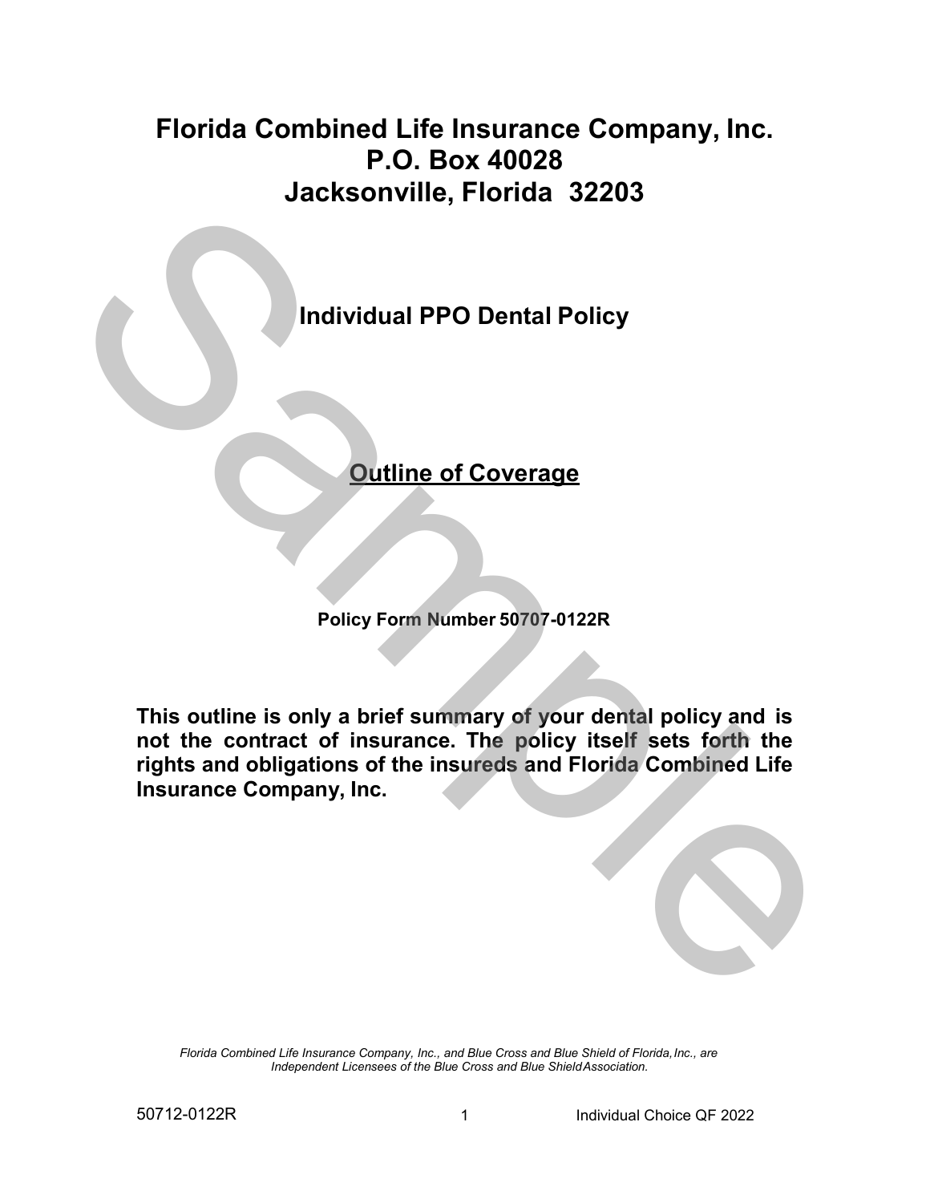# Florida Combined Life Insurance Company, Inc.
# P.O. Box 40028
# Jacksonville, Florida 32203

## Individual PPO Dental Policy

## Outline of Coverage

**Policy Form Number 50707-0122R**

**This outline is only a brief summary of your dental policy and is not the contract of insurance. The policy itself sets forth the rights and obligations of the insureds and Florida Combined Life Insurance Company, Inc.**

*Florida Combined Life Insurance Company, Inc., and Blue Cross and Blue Shield of Florida, Inc., are Independent Licensees of the Blue Cross and Blue Shield Association.*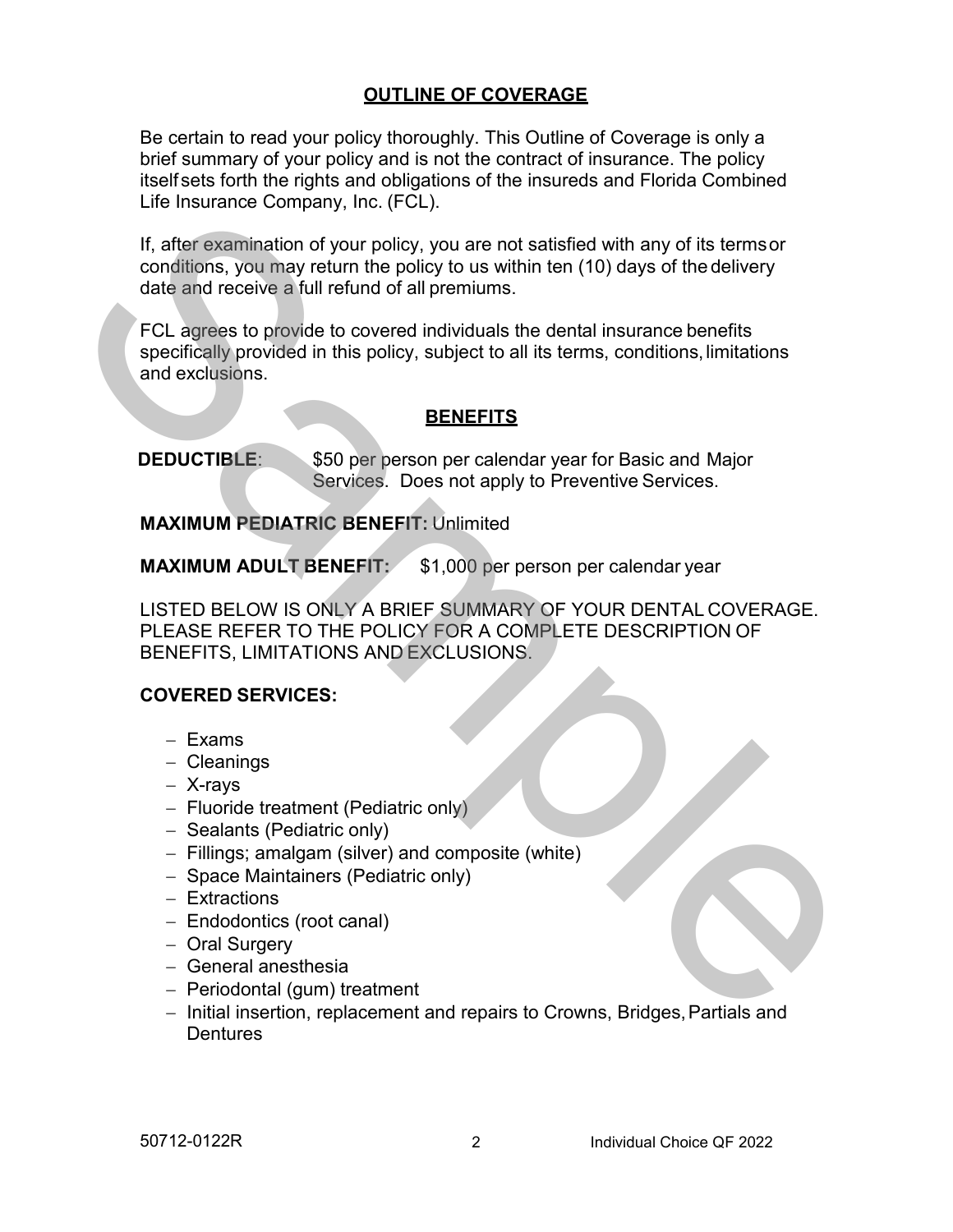## OUTLINE OF COVERAGE

Be certain to read your policy thoroughly. This Outline of Coverage is only a brief summary of your policy and is not the contract of insurance. The policy itself sets forth the rights and obligations of the insureds and Florida Combined Life Insurance Company, Inc. (FCL).

If, after examination of your policy, you are not satisfied with any of its terms or conditions, you may return the policy to us within ten (10) days of the delivery date and receive a full refund of all premiums.

FCL agrees to provide to covered individuals the dental insurance benefits specifically provided in this policy, subject to all its terms, conditions, limitations and exclusions.

## BENEFITS

**DEDUCTIBLE**: $50 per person per calendar year for Basic and Major Services. Does not apply to Preventive Services.

**MAXIMUM PEDIATRIC BENEFIT:** Unlimited

**MAXIMUM ADULT BENEFIT:** $1,000 per person per calendar year

LISTED BELOW IS ONLY A BRIEF SUMMARY OF YOUR DENTAL COVERAGE. PLEASE REFER TO THE POLICY FOR A COMPLETE DESCRIPTION OF BENEFITS, LIMITATIONS AND EXCLUSIONS.

**COVERED SERVICES:**

- Exams
- Cleanings
- X-rays
- Fluoride treatment (Pediatric only)
- Sealants (Pediatric only)
- Fillings; amalgam (silver) and composite (white)
- Space Maintainers (Pediatric only)
- Extractions
- Endodontics (root canal)
- Oral Surgery
- General anesthesia
- Periodontal (gum) treatment
- Initial insertion, replacement and repairs to Crowns, Bridges, Partials and Dentures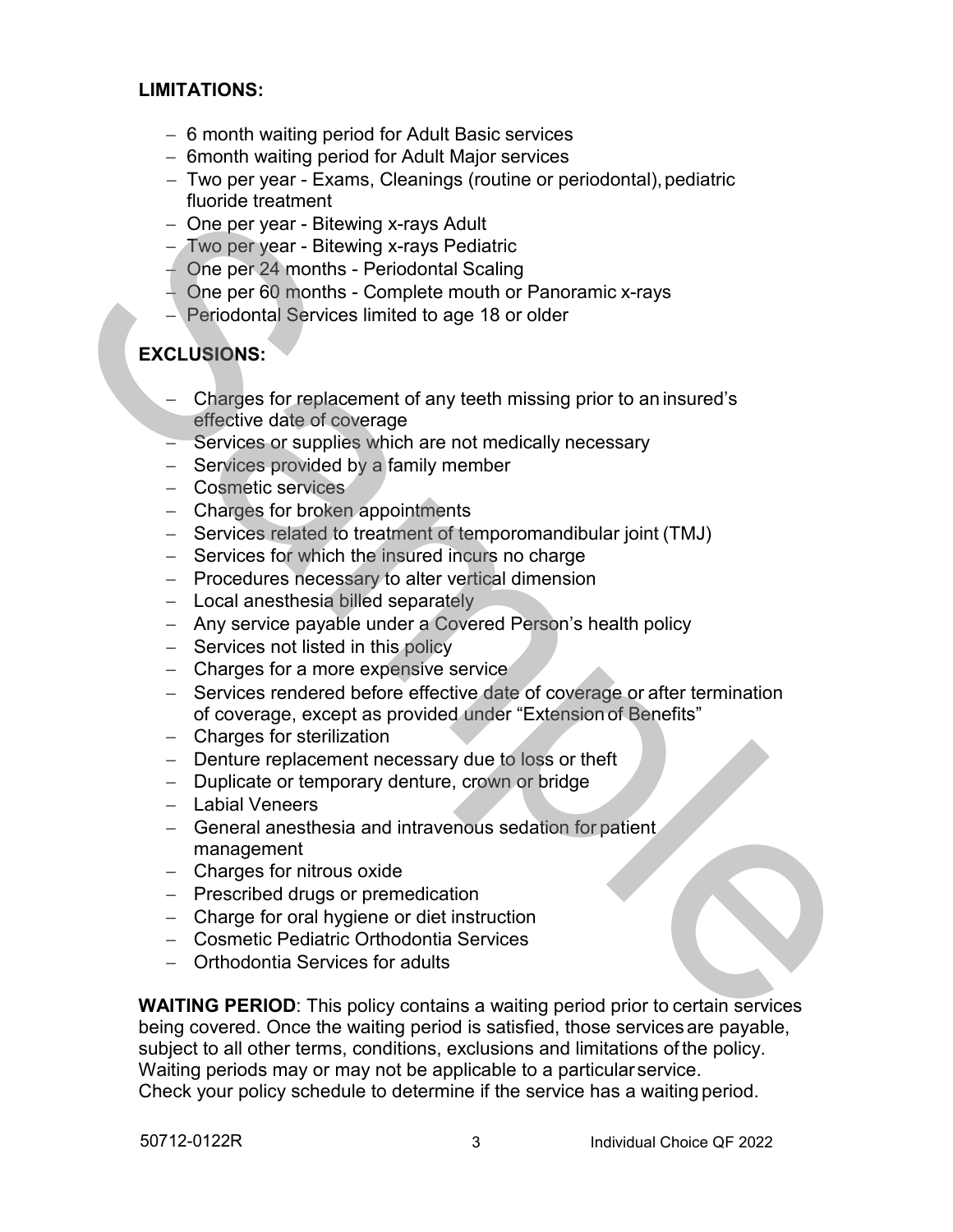**LIMITATIONS:**

- 6 month waiting period for Adult Basic services
- 6month waiting period for Adult Major services
- Two per year - Exams, Cleanings (routine or periodontal), pediatric fluoride treatment
- One per year - Bitewing x-rays Adult
- Two per year - Bitewing x-rays Pediatric
- One per 24 months - Periodontal Scaling
- One per 60 months - Complete mouth or Panoramic x-rays
- Periodontal Services limited to age 18 or older

**EXCLUSIONS:**

- Charges for replacement of any teeth missing prior to an insured's effective date of coverage
- Services or supplies which are not medically necessary
- Services provided by a family member
- Cosmetic services
- Charges for broken appointments
- Services related to treatment of temporomandibular joint (TMJ)
- Services for which the insured incurs no charge
- Procedures necessary to alter vertical dimension
- Local anesthesia billed separately
- Any service payable under a Covered Person's health policy
- Services not listed in this policy
- Charges for a more expensive service
- Services rendered before effective date of coverage or after termination of coverage, except as provided under "Extension of Benefits"
- Charges for sterilization
- Denture replacement necessary due to loss or theft
- Duplicate or temporary denture, crown or bridge
- Labial Veneers
- General anesthesia and intravenous sedation for patient management
- Charges for nitrous oxide
- Prescribed drugs or premedication
- Charge for oral hygiene or diet instruction
- Cosmetic Pediatric Orthodontia Services
- Orthodontia Services for adults

**WAITING PERIOD**: This policy contains a waiting period prior to certain services being covered. Once the waiting period is satisfied, those services are payable, subject to all other terms, conditions, exclusions and limitations of the policy. Waiting periods may or may not be applicable to a particular service. Check your policy schedule to determine if the service has a waiting period.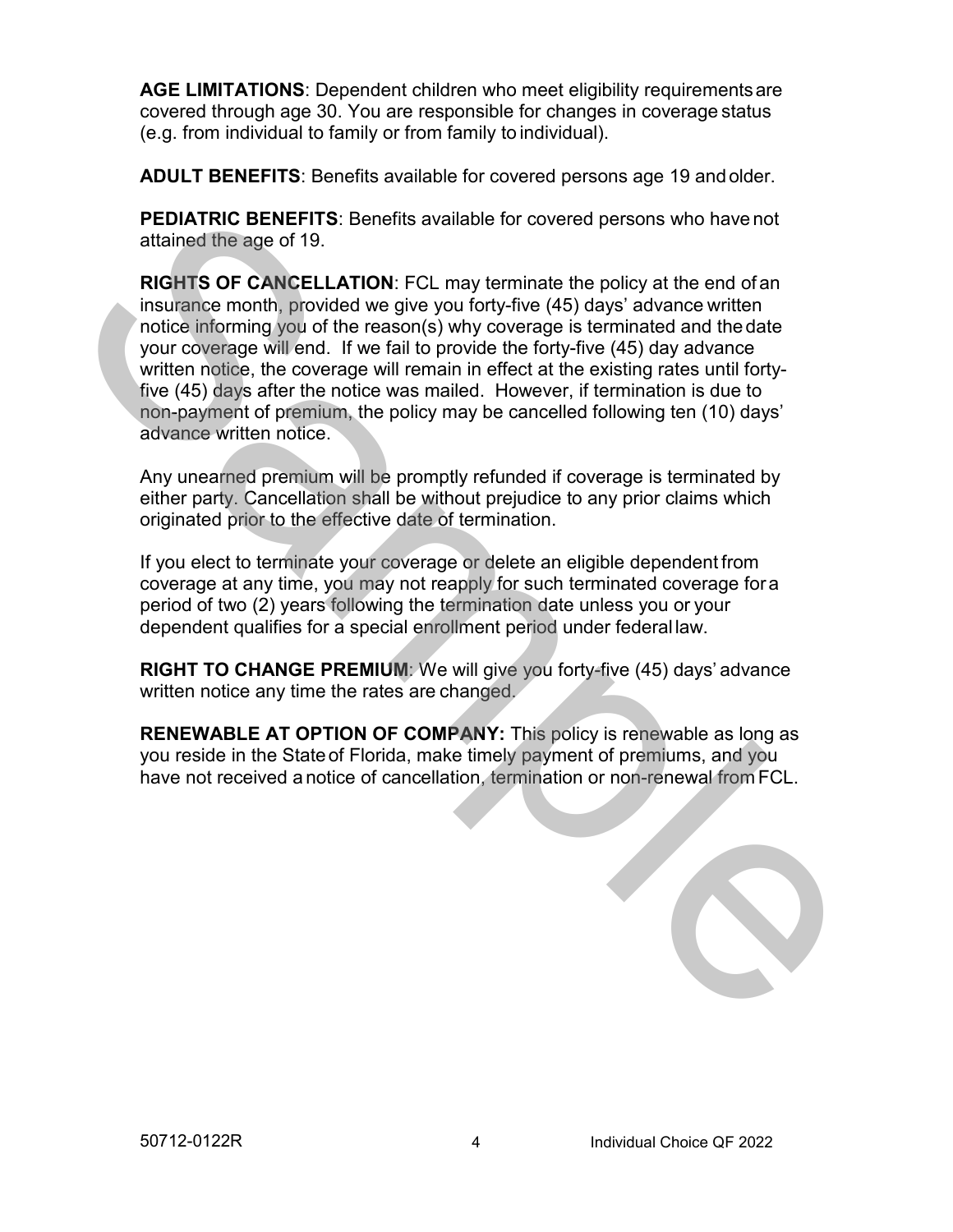**AGE LIMITATIONS**: Dependent children who meet eligibility requirements are covered through age 30. You are responsible for changes in coverage status (e.g. from individual to family or from family to individual).

**ADULT BENEFITS**: Benefits available for covered persons age 19 and older.

**PEDIATRIC BENEFITS**: Benefits available for covered persons who have not attained the age of 19.

**RIGHTS OF CANCELLATION**: FCL may terminate the policy at the end of an insurance month, provided we give you forty-five (45) days' advance written notice informing you of the reason(s) why coverage is terminated and the date your coverage will end. If we fail to provide the forty-five (45) day advance written notice, the coverage will remain in effect at the existing rates until forty-five (45) days after the notice was mailed. However, if termination is due to non-payment of premium, the policy may be cancelled following ten (10) days' advance written notice.

Any unearned premium will be promptly refunded if coverage is terminated by either party. Cancellation shall be without prejudice to any prior claims which originated prior to the effective date of termination.

If you elect to terminate your coverage or delete an eligible dependent from coverage at any time, you may not reapply for such terminated coverage for a period of two (2) years following the termination date unless you or your dependent qualifies for a special enrollment period under federal law.

**RIGHT TO CHANGE PREMIUM**: We will give you forty-five (45) days' advance written notice any time the rates are changed.

**RENEWABLE AT OPTION OF COMPANY:** This policy is renewable as long as you reside in the State of Florida, make timely payment of premiums, and you have not received a notice of cancellation, termination or non-renewal from FCL.